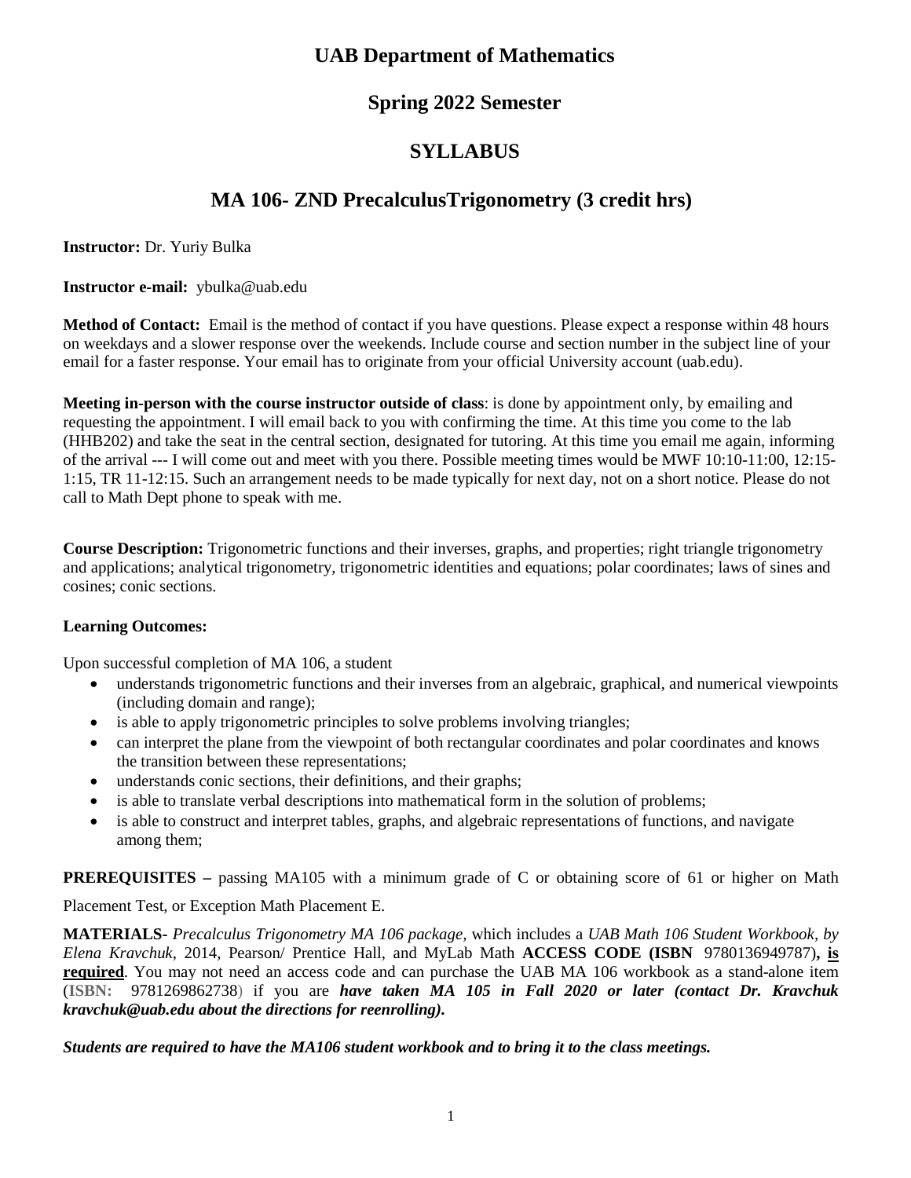# UAB Department of Mathematics

## Spring 2022 Semester

## SYLLABUS

## MA 106- ZND PrecalculusTrigonometry (3 credit hrs)

**Instructor:** Dr. Yuriy Bulka

**Instructor e-mail:** ybulka@uab.edu

**Method of Contact:** Email is the method of contact if you have questions. Please expect a response within 48 hours on weekdays and a slower response over the weekends. Include course and section number in the subject line of your email for a faster response. Your email has to originate from your official University account (uab.edu).

**Meeting in-person with the course instructor outside of class**: is done by appointment only, by emailing and requesting the appointment. I will email back to you with confirming the time. At this time you come to the lab (HHB202) and take the seat in the central section, designated for tutoring. At this time you email me again, informing of the arrival --- I will come out and meet with you there. Possible meeting times would be MWF 10:10-11:00, 12:15-1:15, TR 11-12:15. Such an arrangement needs to be made typically for next day, not on a short notice. Please do not call to Math Dept phone to speak with me.

**Course Description:** Trigonometric functions and their inverses, graphs, and properties; right triangle trigonometry and applications; analytical trigonometry, trigonometric identities and equations; polar coordinates; laws of sines and cosines; conic sections.

**Learning Outcomes:**

Upon successful completion of MA 106, a student

- understands trigonometric functions and their inverses from an algebraic, graphical, and numerical viewpoints (including domain and range);
- is able to apply trigonometric principles to solve problems involving triangles;
- can interpret the plane from the viewpoint of both rectangular coordinates and polar coordinates and knows the transition between these representations;
- understands conic sections, their definitions, and their graphs;
- is able to translate verbal descriptions into mathematical form in the solution of problems;
- is able to construct and interpret tables, graphs, and algebraic representations of functions, and navigate among them;

**PREREQUISITES –** passing MA105 with a minimum grade of C or obtaining score of 61 or higher on Math Placement Test, or Exception Math Placement E.

**MATERIALS**- *Precalculus Trigonometry MA 106 package,* which includes a *UAB Math 106 Student Workbook, by Elena Kravchuk*, 2014, Pearson/ Prentice Hall, and MyLab Math **ACCESS CODE (ISBN** 9780136949787)**, is required**. You may not need an access code and can purchase the UAB MA 106 workbook as a stand-alone item (**ISBN:** 9781269862738) if you are ***have taken MA 105 in Fall 2020 or later (contact Dr. Kravchuk kravchuk@uab.edu about the directions for reenrolling).***

***Students are required to have the MA106 student workbook and to bring it to the class meetings.***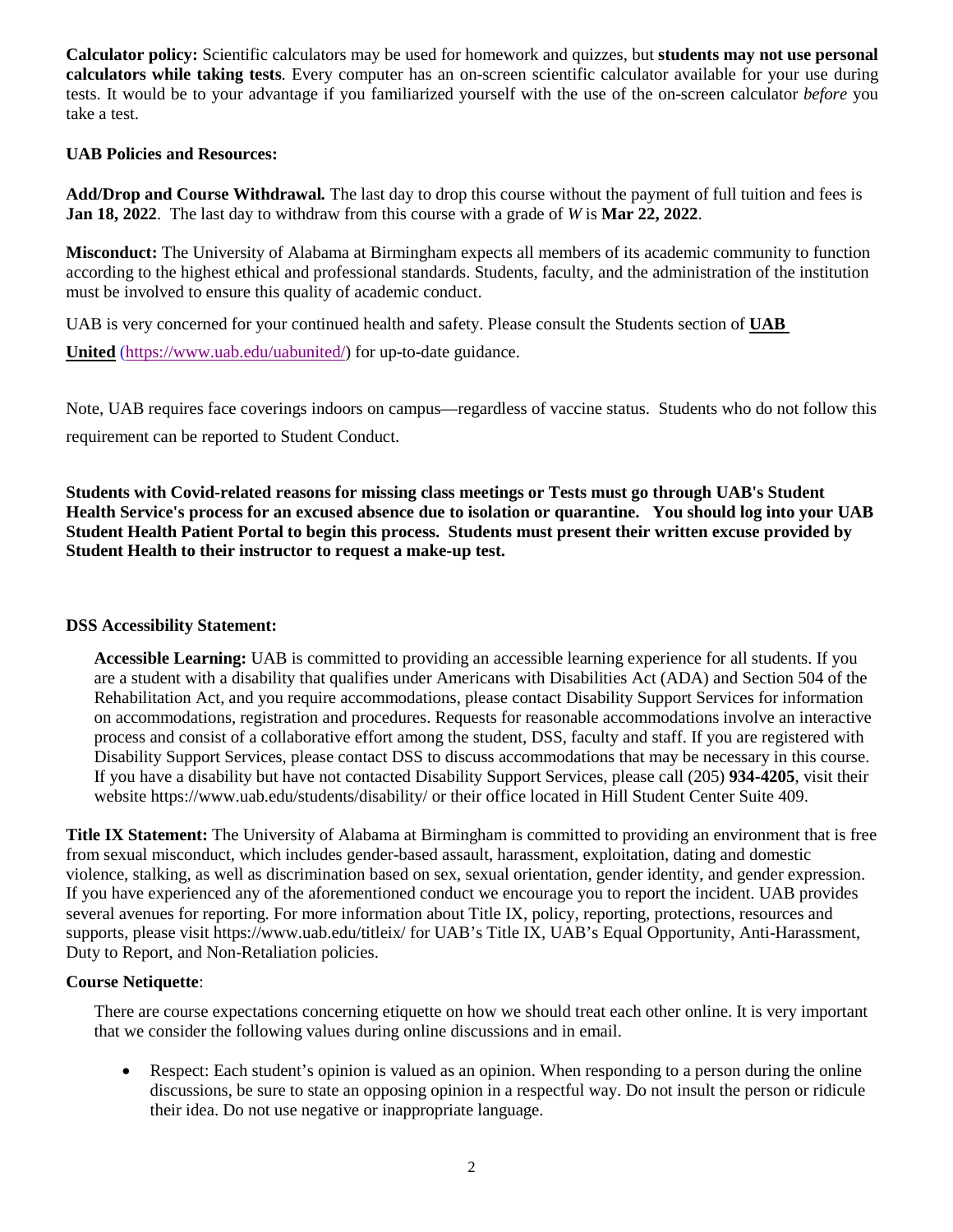**Calculator policy:** Scientific calculators may be used for homework and quizzes, but **students may not use personal calculators while taking tests**. Every computer has an on-screen scientific calculator available for your use during tests. It would be to your advantage if you familiarized yourself with the use of the on-screen calculator *before* you take a test.

**UAB Policies and Resources:**

**Add/Drop and Course Withdrawal.** The last day to drop this course without the payment of full tuition and fees is **Jan 18, 2022**. The last day to withdraw from this course with a grade of *W* is **Mar 22, 2022**.

**Misconduct:** The University of Alabama at Birmingham expects all members of its academic community to function according to the highest ethical and professional standards. Students, faculty, and the administration of the institution must be involved to ensure this quality of academic conduct.

UAB is very concerned for your continued health and safety. Please consult the Students section of **UAB United** (https://www.uab.edu/uabunited/) for up-to-date guidance.

Note, UAB requires face coverings indoors on campus—regardless of vaccine status. Students who do not follow this requirement can be reported to Student Conduct.

**Students with Covid-related reasons for missing class meetings or Tests must go through UAB's Student Health Service's process for an excused absence due to isolation or quarantine. You should log into your UAB Student Health Patient Portal to begin this process. Students must present their written excuse provided by Student Health to their instructor to request a make-up test.**

**DSS Accessibility Statement:**

**Accessible Learning:** UAB is committed to providing an accessible learning experience for all students. If you are a student with a disability that qualifies under Americans with Disabilities Act (ADA) and Section 504 of the Rehabilitation Act, and you require accommodations, please contact Disability Support Services for information on accommodations, registration and procedures. Requests for reasonable accommodations involve an interactive process and consist of a collaborative effort among the student, DSS, faculty and staff. If you are registered with Disability Support Services, please contact DSS to discuss accommodations that may be necessary in this course. If you have a disability but have not contacted Disability Support Services, please call (205) **934-4205**, visit their website https://www.uab.edu/students/disability/ or their office located in Hill Student Center Suite 409.

**Title IX Statement:** The University of Alabama at Birmingham is committed to providing an environment that is free from sexual misconduct, which includes gender-based assault, harassment, exploitation, dating and domestic violence, stalking, as well as discrimination based on sex, sexual orientation, gender identity, and gender expression. If you have experienced any of the aforementioned conduct we encourage you to report the incident. UAB provides several avenues for reporting. For more information about Title IX, policy, reporting, protections, resources and supports, please visit https://www.uab.edu/titleix/ for UAB's Title IX, UAB's Equal Opportunity, Anti-Harassment, Duty to Report, and Non-Retaliation policies.

**Course Netiquette**:

There are course expectations concerning etiquette on how we should treat each other online. It is very important that we consider the following values during online discussions and in email.

- Respect: Each student's opinion is valued as an opinion. When responding to a person during the online discussions, be sure to state an opposing opinion in a respectful way. Do not insult the person or ridicule their idea. Do not use negative or inappropriate language.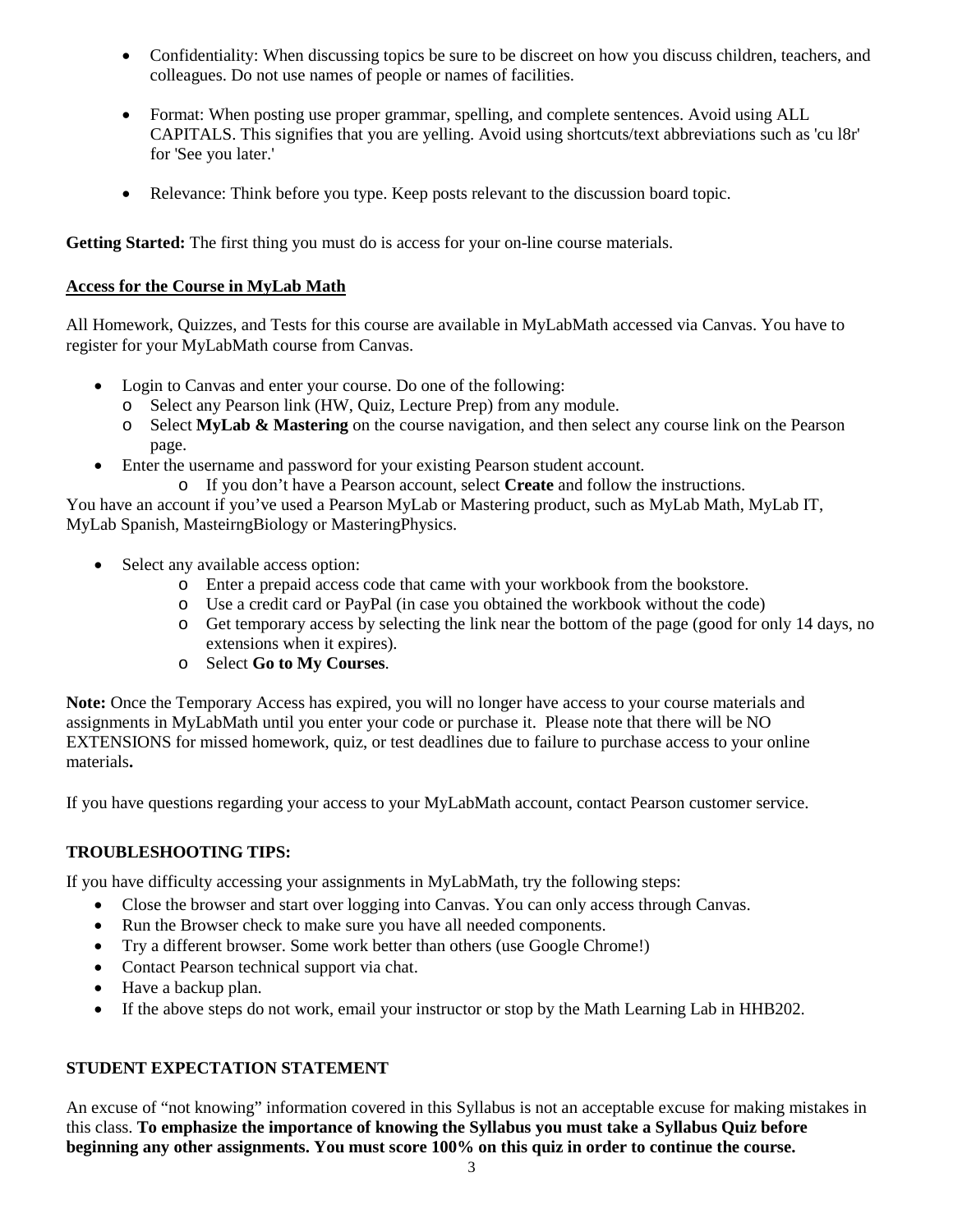- Confidentiality: When discussing topics be sure to be discreet on how you discuss children, teachers, and colleagues. Do not use names of people or names of facilities.

- Format: When posting use proper grammar, spelling, and complete sentences. Avoid using ALL CAPITALS. This signifies that you are yelling. Avoid using shortcuts/text abbreviations such as 'cu l8r' for 'See you later.'

- Relevance: Think before you type. Keep posts relevant to the discussion board topic.

**Getting Started:** The first thing you must do is access for your on-line course materials.

**Access for the Course in MyLab Math**

All Homework, Quizzes, and Tests for this course are available in MyLabMath accessed via Canvas. You have to register for your MyLabMath course from Canvas.

- Login to Canvas and enter your course. Do one of the following:
  - Select any Pearson link (HW, Quiz, Lecture Prep) from any module.
  - Select **MyLab & Mastering** on the course navigation, and then select any course link on the Pearson page.
- Enter the username and password for your existing Pearson student account.
  - If you don't have a Pearson account, select **Create** and follow the instructions.

You have an account if you've used a Pearson MyLab or Mastering product, such as MyLab Math, MyLab IT, MyLab Spanish, MasteirngBiology or MasteringPhysics.

- Select any available access option:
  - Enter a prepaid access code that came with your workbook from the bookstore.
  - Use a credit card or PayPal (in case you obtained the workbook without the code)
  - Get temporary access by selecting the link near the bottom of the page (good for only 14 days, no extensions when it expires).
  - Select **Go to My Courses**.

**Note:** Once the Temporary Access has expired, you will no longer have access to your course materials and assignments in MyLabMath until you enter your code or purchase it. Please note that there will be NO EXTENSIONS for missed homework, quiz, or test deadlines due to failure to purchase access to your online materials**.**

If you have questions regarding your access to your MyLabMath account, contact Pearson customer service.

**TROUBLESHOOTING TIPS:**

If you have difficulty accessing your assignments in MyLabMath, try the following steps:

- Close the browser and start over logging into Canvas. You can only access through Canvas.
- Run the Browser check to make sure you have all needed components.
- Try a different browser. Some work better than others (use Google Chrome!)
- Contact Pearson technical support via chat.
- Have a backup plan.
- If the above steps do not work, email your instructor or stop by the Math Learning Lab in HHB202.

**STUDENT EXPECTATION STATEMENT**

An excuse of "not knowing" information covered in this Syllabus is not an acceptable excuse for making mistakes in this class. **To emphasize the importance of knowing the Syllabus you must take a Syllabus Quiz before beginning any other assignments. You must score 100% on this quiz in order to continue the course.**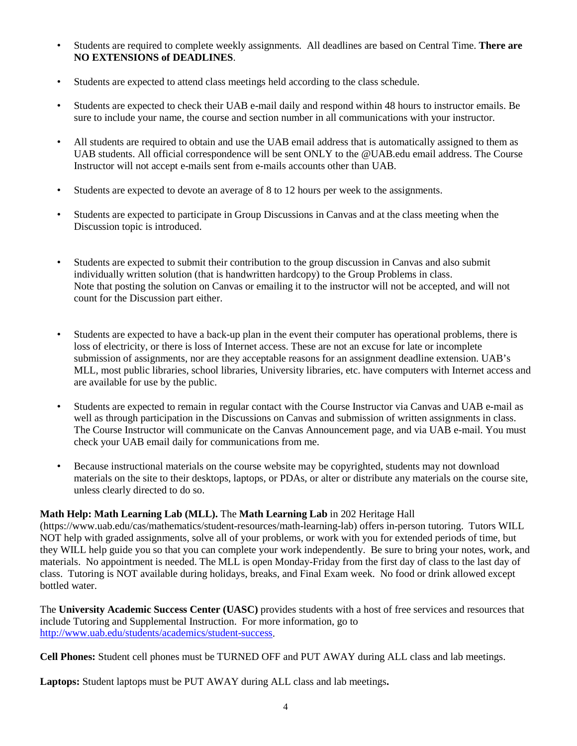- Students are required to complete weekly assignments. All deadlines are based on Central Time. **There are NO EXTENSIONS of DEADLINES**.

- Students are expected to attend class meetings held according to the class schedule.

- Students are expected to check their UAB e-mail daily and respond within 48 hours to instructor emails. Be sure to include your name, the course and section number in all communications with your instructor.

- All students are required to obtain and use the UAB email address that is automatically assigned to them as UAB students. All official correspondence will be sent ONLY to the @UAB.edu email address. The Course Instructor will not accept e-mails sent from e-mails accounts other than UAB.

- Students are expected to devote an average of 8 to 12 hours per week to the assignments.

- Students are expected to participate in Group Discussions in Canvas and at the class meeting when the Discussion topic is introduced.

- Students are expected to submit their contribution to the group discussion in Canvas and also submit individually written solution (that is handwritten hardcopy) to the Group Problems in class.
  Note that posting the solution on Canvas or emailing it to the instructor will not be accepted, and will not count for the Discussion part either.

- Students are expected to have a back-up plan in the event their computer has operational problems, there is loss of electricity, or there is loss of Internet access. These are not an excuse for late or incomplete submission of assignments, nor are they acceptable reasons for an assignment deadline extension. UAB's MLL, most public libraries, school libraries, University libraries, etc. have computers with Internet access and are available for use by the public.

- Students are expected to remain in regular contact with the Course Instructor via Canvas and UAB e-mail as well as through participation in the Discussions on Canvas and submission of written assignments in class. The Course Instructor will communicate on the Canvas Announcement page, and via UAB e-mail. You must check your UAB email daily for communications from me.

- Because instructional materials on the course website may be copyrighted, students may not download materials on the site to their desktops, laptops, or PDAs, or alter or distribute any materials on the course site, unless clearly directed to do so.

**Math Help: Math Learning Lab (MLL).** The **Math Learning Lab** in 202 Heritage Hall (https://www.uab.edu/cas/mathematics/student-resources/math-learning-lab) offers in-person tutoring. Tutors WILL NOT help with graded assignments, solve all of your problems, or work with you for extended periods of time, but they WILL help guide you so that you can complete your work independently. Be sure to bring your notes, work, and materials. No appointment is needed. The MLL is open Monday-Friday from the first day of class to the last day of class. Tutoring is NOT available during holidays, breaks, and Final Exam week. No food or drink allowed except bottled water.

The **University Academic Success Center (UASC)** provides students with a host of free services and resources that include Tutoring and Supplemental Instruction. For more information, go to http://www.uab.edu/students/academics/student-success.

**Cell Phones:** Student cell phones must be TURNED OFF and PUT AWAY during ALL class and lab meetings.

**Laptops:** Student laptops must be PUT AWAY during ALL class and lab meetings**.**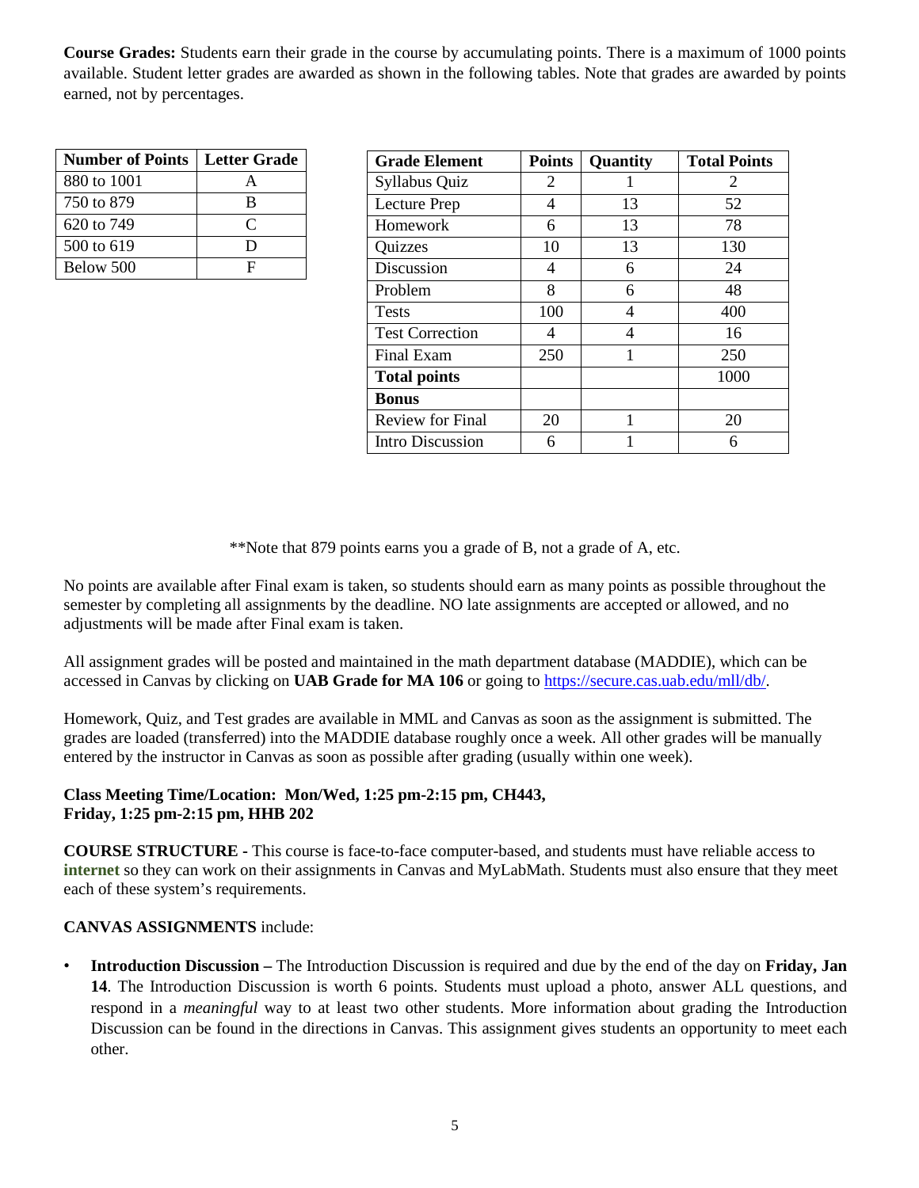**Course Grades:** Students earn their grade in the course by accumulating points. There is a maximum of 1000 points available. Student letter grades are awarded as shown in the following tables. Note that grades are awarded by points earned, not by percentages.

| Number of Points | Letter Grade |
|---|---|
| 880 to 1001 | A |
| 750 to 879 | B |
| 620 to 749 | C |
| 500 to 619 | D |
| Below 500 | F |

| Grade Element | Points | Quantity | Total Points |
|---|---|---|---|
| Syllabus Quiz | 2 | 1 | 2 |
| Lecture Prep | 4 | 13 | 52 |
| Homework | 6 | 13 | 78 |
| Quizzes | 10 | 13 | 130 |
| Discussion | 4 | 6 | 24 |
| Problem | 8 | 6 | 48 |
| Tests | 100 | 4 | 400 |
| Test Correction | 4 | 4 | 16 |
| Final Exam | 250 | 1 | 250 |
| **Total points** | | | 1000 |
| **Bonus** | | | |
| Review for Final | 20 | 1 | 20 |
| Intro Discussion | 6 | 1 | 6 |

**Note that 879 points earns you a grade of B, not a grade of A, etc.

No points are available after Final exam is taken, so students should earn as many points as possible throughout the semester by completing all assignments by the deadline. NO late assignments are accepted or allowed, and no adjustments will be made after Final exam is taken.

All assignment grades will be posted and maintained in the math department database (MADDIE), which can be accessed in Canvas by clicking on **UAB Grade for MA 106** or going to https://secure.cas.uab.edu/mll/db/.

Homework, Quiz, and Test grades are available in MML and Canvas as soon as the assignment is submitted. The grades are loaded (transferred) into the MADDIE database roughly once a week. All other grades will be manually entered by the instructor in Canvas as soon as possible after grading (usually within one week).

**Class Meeting Time/Location: Mon/Wed, 1:25 pm-2:15 pm, CH443,**
**Friday, 1:25 pm-2:15 pm, HHB 202**

**COURSE STRUCTURE** - This course is face-to-face computer-based, and students must have reliable access to **internet** so they can work on their assignments in Canvas and MyLabMath. Students must also ensure that they meet each of these system's requirements.

**CANVAS ASSIGNMENTS** include:

- **Introduction Discussion –** The Introduction Discussion is required and due by the end of the day on **Friday, Jan 14**. The Introduction Discussion is worth 6 points. Students must upload a photo, answer ALL questions, and respond in a *meaningful* way to at least two other students. More information about grading the Introduction Discussion can be found in the directions in Canvas. This assignment gives students an opportunity to meet each other.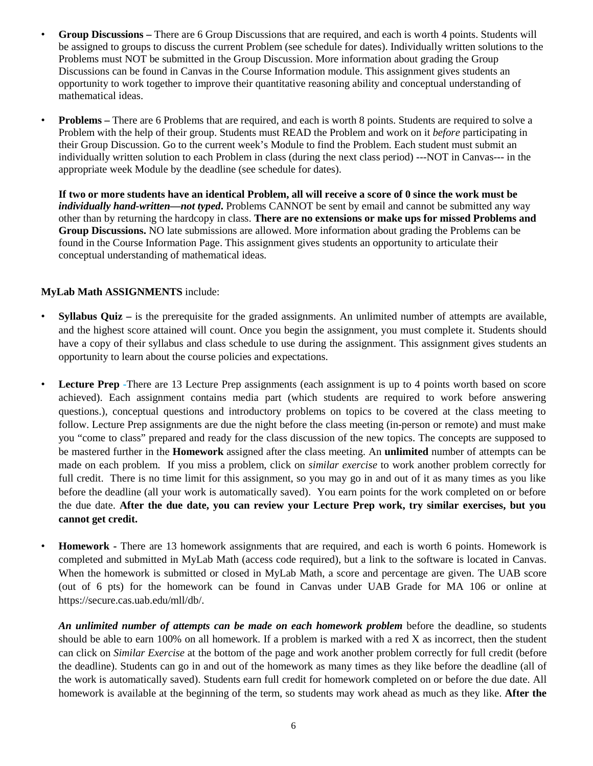- **Group Discussions –** There are 6 Group Discussions that are required, and each is worth 4 points. Students will be assigned to groups to discuss the current Problem (see schedule for dates). Individually written solutions to the Problems must NOT be submitted in the Group Discussion. More information about grading the Group Discussions can be found in Canvas in the Course Information module. This assignment gives students an opportunity to work together to improve their quantitative reasoning ability and conceptual understanding of mathematical ideas.

- **Problems –** There are 6 Problems that are required, and each is worth 8 points. Students are required to solve a Problem with the help of their group. Students must READ the Problem and work on it *before* participating in their Group Discussion. Go to the current week's Module to find the Problem. Each student must submit an individually written solution to each Problem in class (during the next class period) ---NOT in Canvas--- in the appropriate week Module by the deadline (see schedule for dates).

  **If two or more students have an identical Problem, all will receive a score of 0 since the work must be *individually hand-written—not typed*.** Problems CANNOT be sent by email and cannot be submitted any way other than by returning the hardcopy in class. **There are no extensions or make ups for missed Problems and Group Discussions.** NO late submissions are allowed. More information about grading the Problems can be found in the Course Information Page. This assignment gives students an opportunity to articulate their conceptual understanding of mathematical ideas.

**MyLab Math ASSIGNMENTS** include:

- **Syllabus Quiz –** is the prerequisite for the graded assignments. An unlimited number of attempts are available, and the highest score attained will count. Once you begin the assignment, you must complete it. Students should have a copy of their syllabus and class schedule to use during the assignment. This assignment gives students an opportunity to learn about the course policies and expectations.

- **Lecture Prep** -There are 13 Lecture Prep assignments (each assignment is up to 4 points worth based on score achieved). Each assignment contains media part (which students are required to work before answering questions.), conceptual questions and introductory problems on topics to be covered at the class meeting to follow. Lecture Prep assignments are due the night before the class meeting (in-person or remote) and must make you "come to class" prepared and ready for the class discussion of the new topics. The concepts are supposed to be mastered further in the **Homework** assigned after the class meeting. An **unlimited** number of attempts can be made on each problem. If you miss a problem, click on *similar exercise* to work another problem correctly for full credit. There is no time limit for this assignment, so you may go in and out of it as many times as you like before the deadline (all your work is automatically saved). You earn points for the work completed on or before the due date. **After the due date, you can review your Lecture Prep work, try similar exercises, but you cannot get credit.**

- **Homework** - There are 13 homework assignments that are required, and each is worth 6 points. Homework is completed and submitted in MyLab Math (access code required), but a link to the software is located in Canvas. When the homework is submitted or closed in MyLab Math, a score and percentage are given. The UAB score (out of 6 pts) for the homework can be found in Canvas under UAB Grade for MA 106 or online at https://secure.cas.uab.edu/mll/db/.

  ***An unlimited number of attempts can be made on each homework problem*** before the deadline, so students should be able to earn 100% on all homework. If a problem is marked with a red X as incorrect, then the student can click on *Similar Exercise* at the bottom of the page and work another problem correctly for full credit (before the deadline). Students can go in and out of the homework as many times as they like before the deadline (all of the work is automatically saved). Students earn full credit for homework completed on or before the due date. All homework is available at the beginning of the term, so students may work ahead as much as they like. **After the**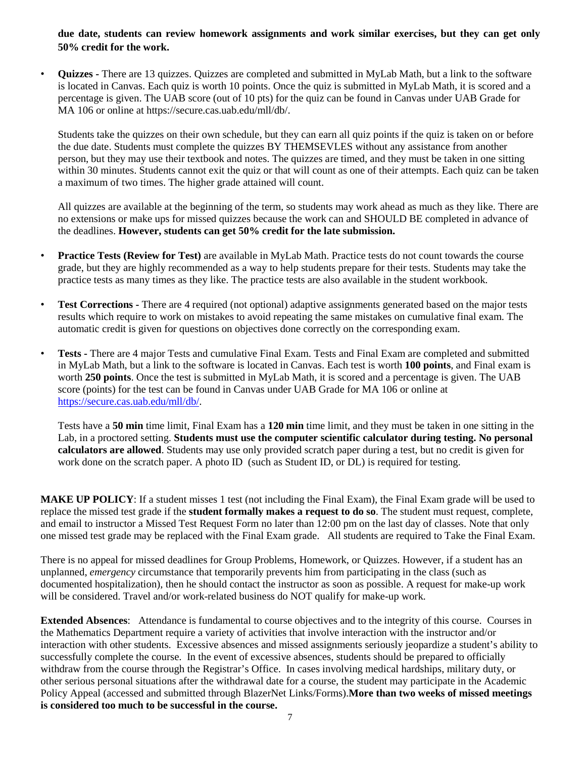**due date, students can review homework assignments and work similar exercises, but they can get only 50% credit for the work.**

- **Quizzes -** There are 13 quizzes. Quizzes are completed and submitted in MyLab Math, but a link to the software is located in Canvas. Each quiz is worth 10 points. Once the quiz is submitted in MyLab Math, it is scored and a percentage is given. The UAB score (out of 10 pts) for the quiz can be found in Canvas under UAB Grade for MA 106 or online at https://secure.cas.uab.edu/mll/db/.

  Students take the quizzes on their own schedule, but they can earn all quiz points if the quiz is taken on or before the due date. Students must complete the quizzes BY THEMSEVLES without any assistance from another person, but they may use their textbook and notes. The quizzes are timed, and they must be taken in one sitting within 30 minutes. Students cannot exit the quiz or that will count as one of their attempts. Each quiz can be taken a maximum of two times. The higher grade attained will count.

  All quizzes are available at the beginning of the term, so students may work ahead as much as they like. There are no extensions or make ups for missed quizzes because the work can and SHOULD BE completed in advance of the deadlines. **However, students can get 50% credit for the late submission.**

- **Practice Tests (Review for Test)** are available in MyLab Math. Practice tests do not count towards the course grade, but they are highly recommended as a way to help students prepare for their tests. Students may take the practice tests as many times as they like. The practice tests are also available in the student workbook.

- **Test Corrections -** There are 4 required (not optional) adaptive assignments generated based on the major tests results which require to work on mistakes to avoid repeating the same mistakes on cumulative final exam. The automatic credit is given for questions on objectives done correctly on the corresponding exam.

- **Tests -** There are 4 major Tests and cumulative Final Exam. Tests and Final Exam are completed and submitted in MyLab Math, but a link to the software is located in Canvas. Each test is worth **100 points**, and Final exam is worth **250 points**. Once the test is submitted in MyLab Math, it is scored and a percentage is given. The UAB score (points) for the test can be found in Canvas under UAB Grade for MA 106 or online at https://secure.cas.uab.edu/mll/db/.

  Tests have a **50 min** time limit, Final Exam has a **120 min** time limit, and they must be taken in one sitting in the Lab, in a proctored setting. **Students must use the computer scientific calculator during testing. No personal calculators are allowed**. Students may use only provided scratch paper during a test, but no credit is given for work done on the scratch paper. A photo ID (such as Student ID, or DL) is required for testing.

**MAKE UP POLICY**: If a student misses 1 test (not including the Final Exam), the Final Exam grade will be used to replace the missed test grade if the **student formally makes a request to do so**. The student must request, complete, and email to instructor a Missed Test Request Form no later than 12:00 pm on the last day of classes. Note that only one missed test grade may be replaced with the Final Exam grade. All students are required to Take the Final Exam.

There is no appeal for missed deadlines for Group Problems, Homework, or Quizzes. However, if a student has an unplanned, *emergency* circumstance that temporarily prevents him from participating in the class (such as documented hospitalization), then he should contact the instructor as soon as possible. A request for make-up work will be considered. Travel and/or work-related business do NOT qualify for make-up work.

**Extended Absences**: Attendance is fundamental to course objectives and to the integrity of this course. Courses in the Mathematics Department require a variety of activities that involve interaction with the instructor and/or interaction with other students. Excessive absences and missed assignments seriously jeopardize a student's ability to successfully complete the course. In the event of excessive absences, students should be prepared to officially withdraw from the course through the Registrar's Office. In cases involving medical hardships, military duty, or other serious personal situations after the withdrawal date for a course, the student may participate in the Academic Policy Appeal (accessed and submitted through BlazerNet Links/Forms).**More than two weeks of missed meetings is considered too much to be successful in the course.**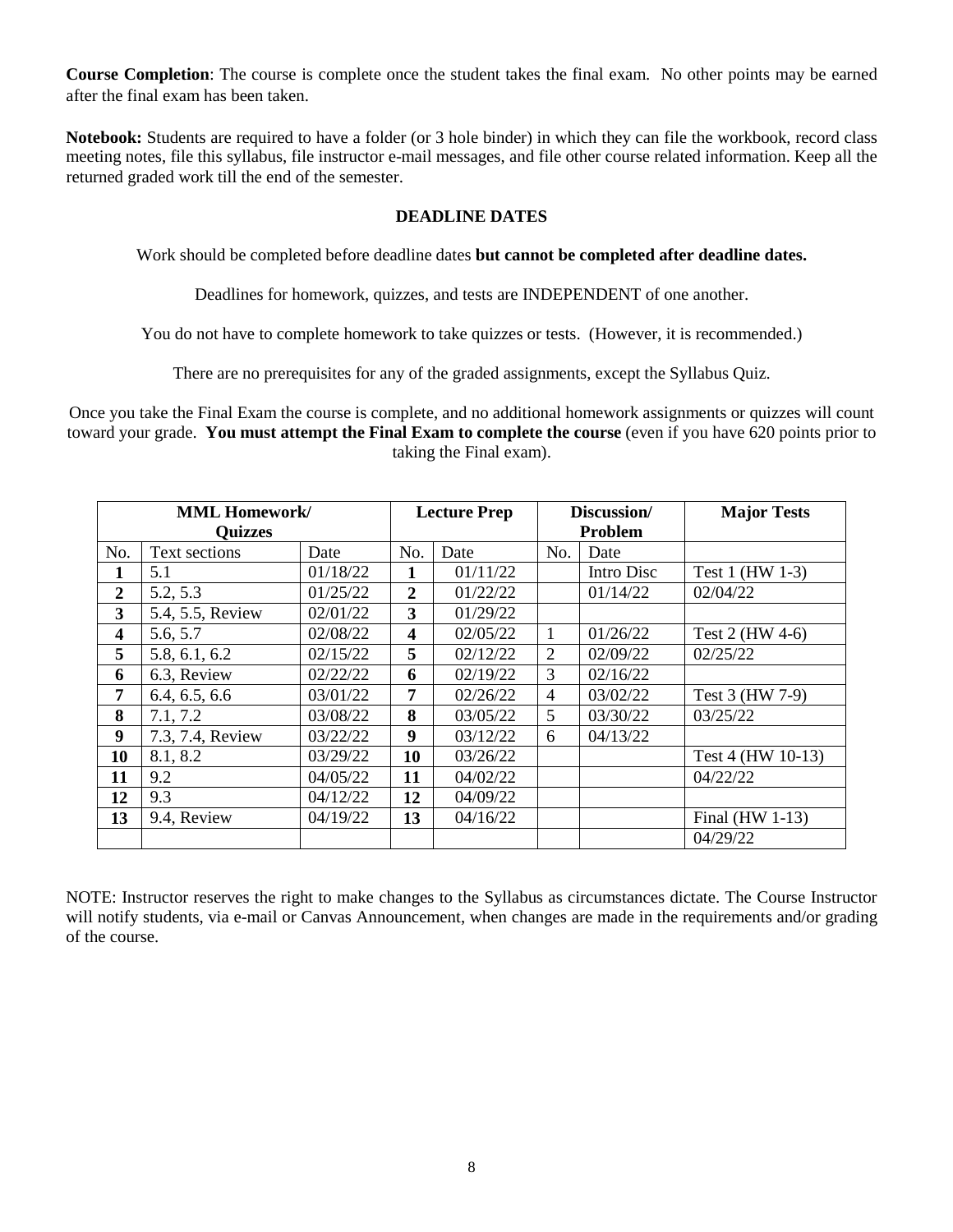**Course Completion**: The course is complete once the student takes the final exam. No other points may be earned after the final exam has been taken.

**Notebook:** Students are required to have a folder (or 3 hole binder) in which they can file the workbook, record class meeting notes, file this syllabus, file instructor e-mail messages, and file other course related information. Keep all the returned graded work till the end of the semester.

## DEADLINE DATES

Work should be completed before deadline dates **but cannot be completed after deadline dates.**

Deadlines for homework, quizzes, and tests are INDEPENDENT of one another.

You do not have to complete homework to take quizzes or tests. (However, it is recommended.)

There are no prerequisites for any of the graded assignments, except the Syllabus Quiz.

Once you take the Final Exam the course is complete, and no additional homework assignments or quizzes will count toward your grade. **You must attempt the Final Exam to complete the course** (even if you have 620 points prior to taking the Final exam).

| **MML Homework/ Quizzes** | | | **Lecture Prep** | | **Discussion/ Problem** | | **Major Tests** |
|---|---|---|---|---|---|---|---|
| No. | Text sections | Date | No. | Date | No. | Date | |
| **1** | 5.1 | 01/18/22 | **1** | 01/11/22 | | Intro Disc | Test 1 (HW 1-3) |
| **2** | 5.2, 5.3 | 01/25/22 | **2** | 01/22/22 | | 01/14/22 | 02/04/22 |
| **3** | 5.4, 5.5, Review | 02/01/22 | **3** | 01/29/22 | | | |
| **4** | 5.6, 5.7 | 02/08/22 | **4** | 02/05/22 | 1 | 01/26/22 | Test 2 (HW 4-6) |
| **5** | 5.8, 6.1, 6.2 | 02/15/22 | **5** | 02/12/22 | 2 | 02/09/22 | 02/25/22 |
| **6** | 6.3, Review | 02/22/22 | **6** | 02/19/22 | 3 | 02/16/22 | |
| **7** | 6.4, 6.5, 6.6 | 03/01/22 | **7** | 02/26/22 | 4 | 03/02/22 | Test 3 (HW 7-9) |
| **8** | 7.1, 7.2 | 03/08/22 | **8** | 03/05/22 | 5 | 03/30/22 | 03/25/22 |
| **9** | 7.3, 7.4, Review | 03/22/22 | **9** | 03/12/22 | 6 | 04/13/22 | |
| **10** | 8.1, 8.2 | 03/29/22 | **10** | 03/26/22 | | | Test 4 (HW 10-13) |
| **11** | 9.2 | 04/05/22 | **11** | 04/02/22 | | | 04/22/22 |
| **12** | 9.3 | 04/12/22 | **12** | 04/09/22 | | | |
| **13** | 9.4, Review | 04/19/22 | **13** | 04/16/22 | | | Final (HW 1-13) |
| | | | | | | | 04/29/22 |

NOTE: Instructor reserves the right to make changes to the Syllabus as circumstances dictate. The Course Instructor will notify students, via e-mail or Canvas Announcement, when changes are made in the requirements and/or grading of the course.